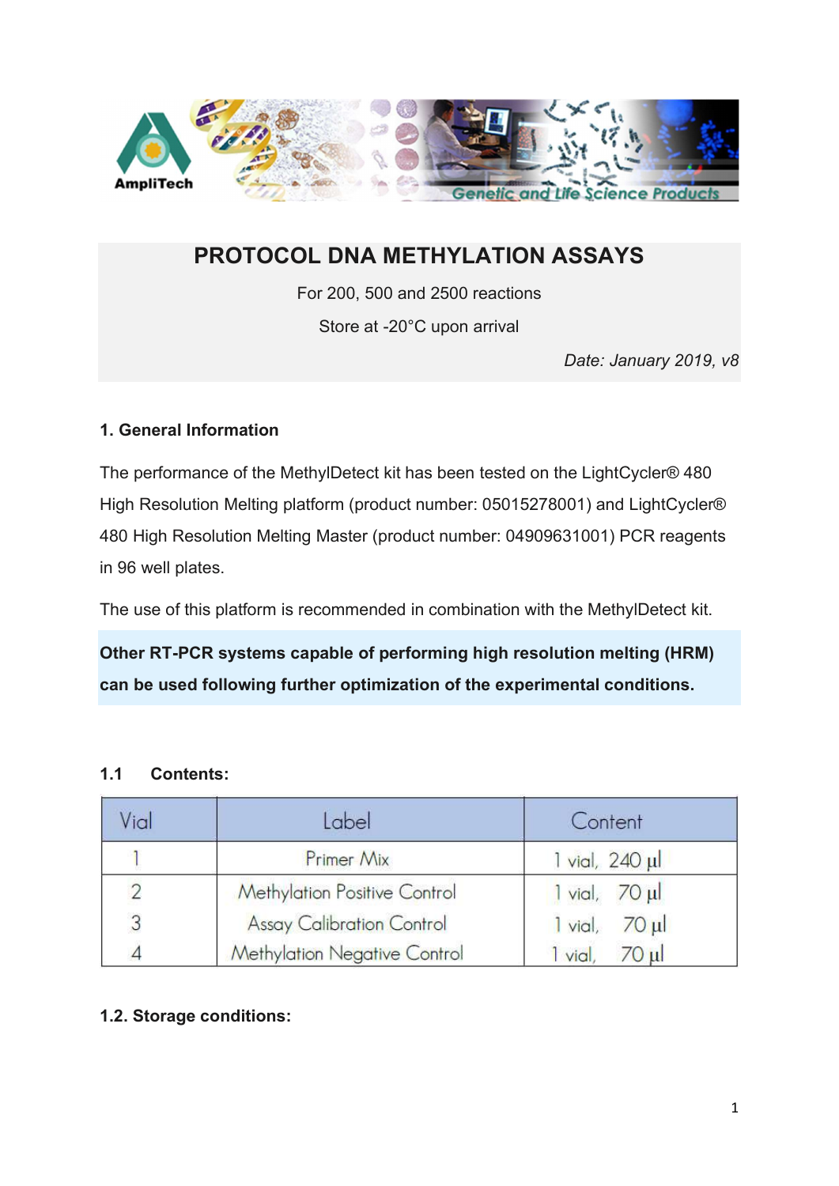# PROTOCOL DNA METHYLATION ASSAYS

For 200, 500 and 2500 reactions

Store at -20°C upon arrival

*Date: January 2019, v8*

### 1. General Information

The performance of the MethylDetect kit has been tested on the LightCycler® 480 High Resolution Melting platform (product number: 05015278001) and LightCycler® 480 High Resolution Melting Master (product number: 04909631001) PCR reagents in 96 well plates.

The use of this platform is recommended in combination with the MethylDetect kit.

**Other RT-PCR systems capable of performing high resolution melting (HRM) can be used following further optimization of the experimental conditions.**

### 1.1 Contents:

| Vial | Label | Content |
|---|---|---|
| 1 | Primer Mix | 1 vial, 240 µl |
| 2 | Methylation Positive Control | 1 vial, 70 µl |
| 3 | Assay Calibration Control | 1 vial, 70 µl |
| 4 | Methylation Negative Control | 1 vial, 70 µl |

### 1.2. Storage conditions: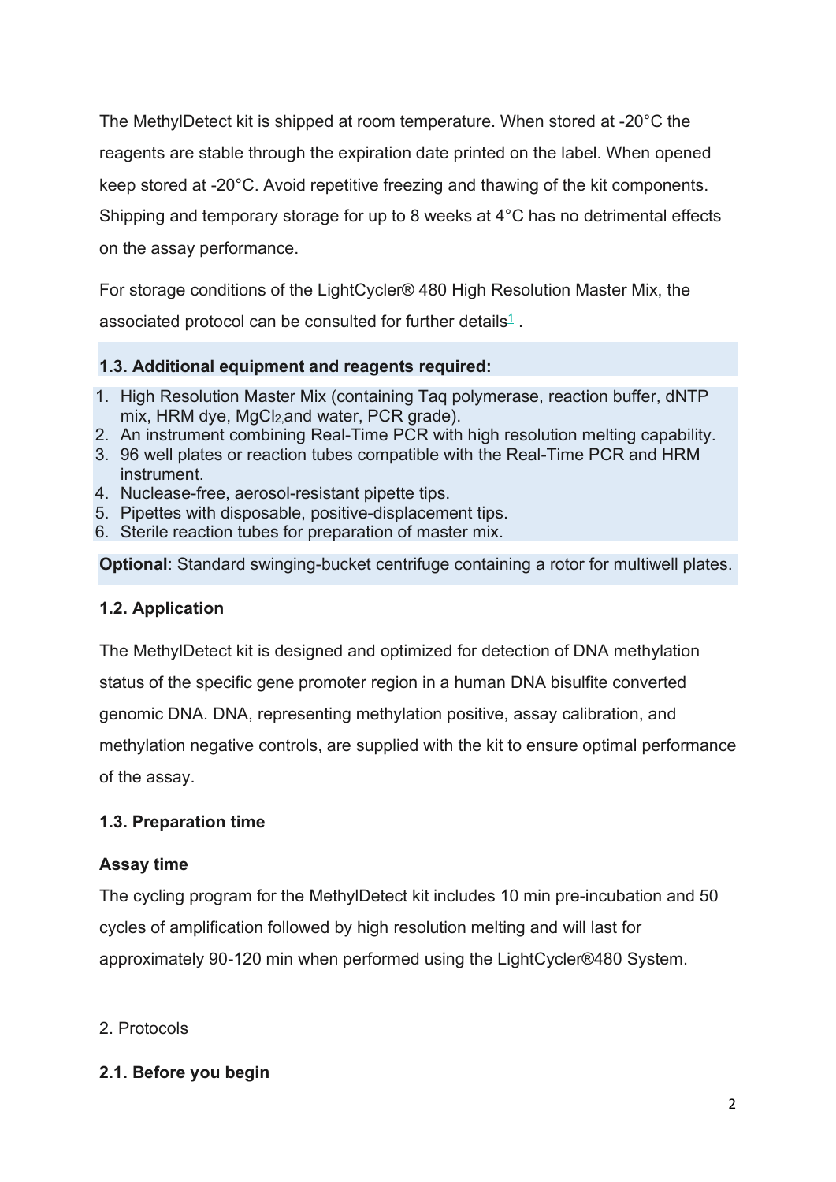The MethylDetect kit is shipped at room temperature. When stored at -20°C the reagents are stable through the expiration date printed on the label. When opened keep stored at -20°C. Avoid repetitive freezing and thawing of the kit components. Shipping and temporary storage for up to 8 weeks at 4°C has no detrimental effects on the assay performance.

For storage conditions of the LightCycler® 480 High Resolution Master Mix, the associated protocol can be consulted for further details[1] .

### 1.3. Additional equipment and reagents required:

1. High Resolution Master Mix (containing Taq polymerase, reaction buffer, dNTP mix, HRM dye, $MgCl_2$ and water, PCR grade).
2. An instrument combining Real-Time PCR with high resolution melting capability.
3. 96 well plates or reaction tubes compatible with the Real-Time PCR and HRM instrument.
4. Nuclease-free, aerosol-resistant pipette tips.
5. Pipettes with disposable, positive-displacement tips.
6. Sterile reaction tubes for preparation of master mix.

**Optional**: Standard swinging-bucket centrifuge containing a rotor for multiwell plates.

### 1.2. Application

The MethylDetect kit is designed and optimized for detection of DNA methylation status of the specific gene promoter region in a human DNA bisulfite converted genomic DNA. DNA, representing methylation positive, assay calibration, and methylation negative controls, are supplied with the kit to ensure optimal performance of the assay.

### 1.3. Preparation time

**Assay time**

The cycling program for the MethylDetect kit includes 10 min pre-incubation and 50 cycles of amplification followed by high resolution melting and will last for approximately 90-120 min when performed using the LightCycler®480 System.

## 2. Protocols

### 2.1. Before you begin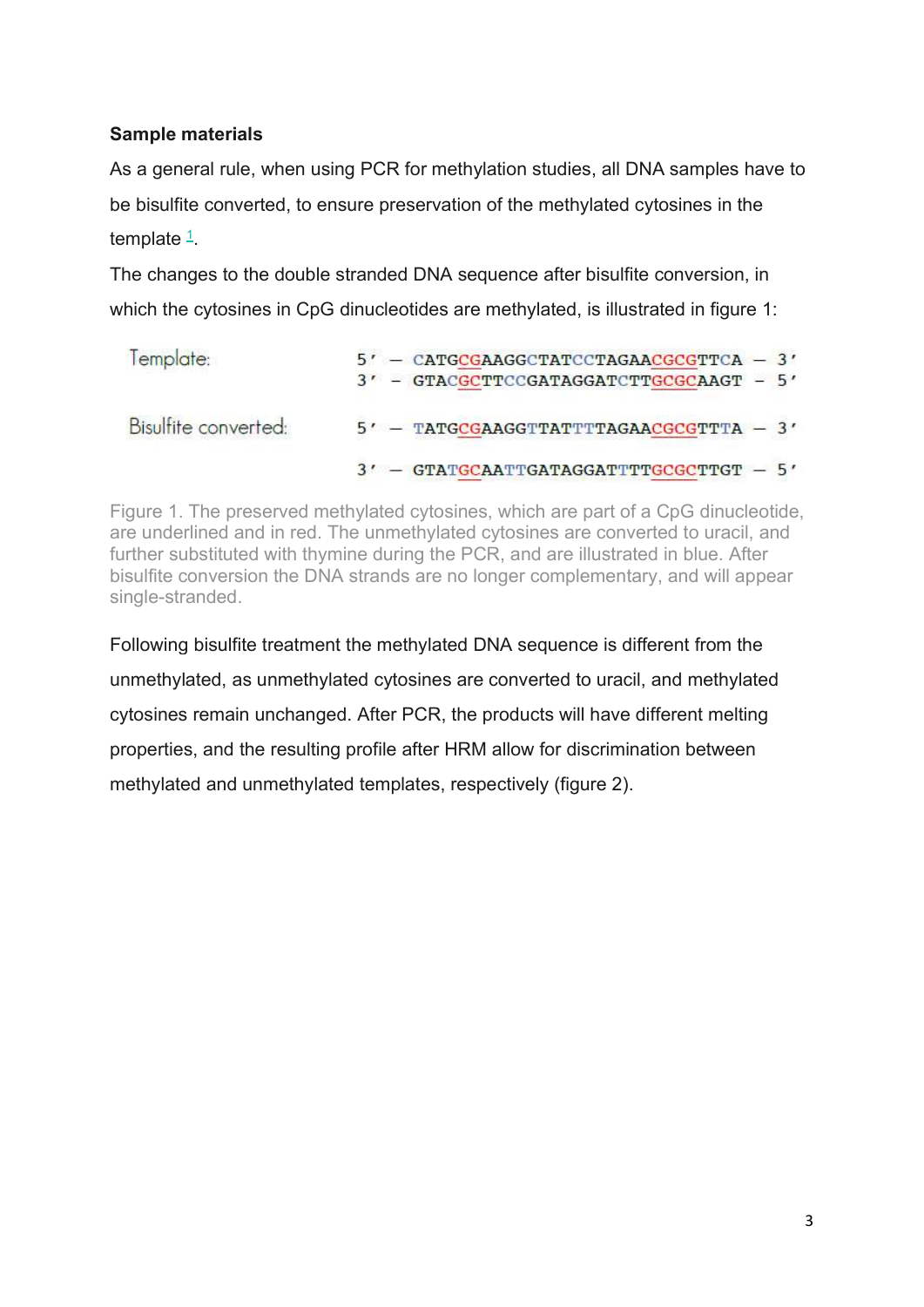**Sample materials**

As a general rule, when using PCR for methylation studies, all DNA samples have to be bisulfite converted, to ensure preservation of the methylated cytosines in the template [1].

The changes to the double stranded DNA sequence after bisulfite conversion, in which the cytosines in CpG dinucleotides are methylated, is illustrated in figure 1:

```
Template:               5' – CATGCGAAGGCTATCCTAGAACGCGTTCA – 3'
                        3' – GTACGCTTCCGATAGGATCTTGCGCAAGT – 5'

Bisulfite converted:    5' – TATGCGAAGGTTATTTTAGAACGCGTTTA – 3'

                        3' – GTATGCAATTGATAGGATTTTGCGCTTGT – 5'
```

Figure 1. The preserved methylated cytosines, which are part of a CpG dinucleotide, are underlined and in red. The unmethylated cytosines are converted to uracil, and further substituted with thymine during the PCR, and are illustrated in blue. After bisulfite conversion the DNA strands are no longer complementary, and will appear single-stranded.

Following bisulfite treatment the methylated DNA sequence is different from the unmethylated, as unmethylated cytosines are converted to uracil, and methylated cytosines remain unchanged. After PCR, the products will have different melting properties, and the resulting profile after HRM allow for discrimination between methylated and unmethylated templates, respectively (figure 2).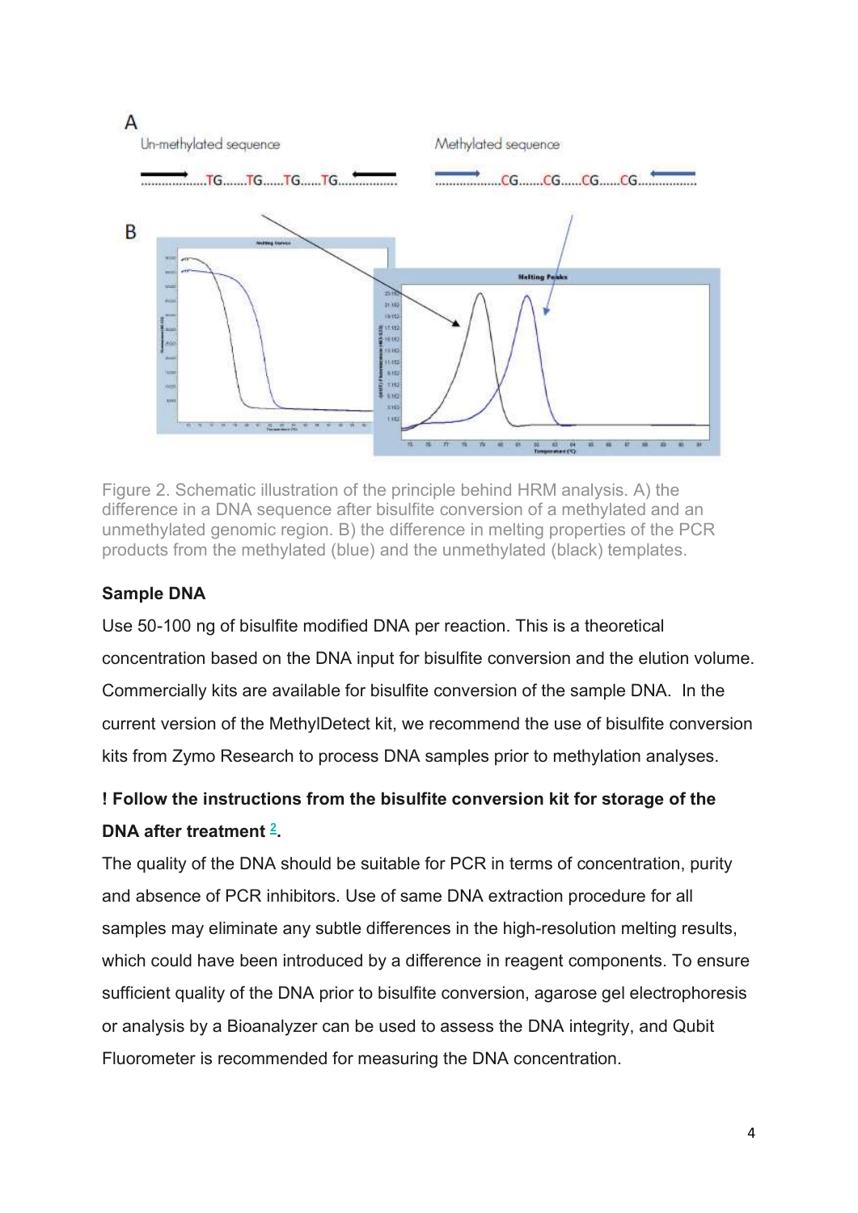Figure 2. Schematic illustration of the principle behind HRM analysis. A) the difference in a DNA sequence after bisulfite conversion of a methylated and an unmethylated genomic region. B) the difference in melting properties of the PCR products from the methylated (blue) and the unmethylated (black) templates.

**Sample DNA**

Use 50-100 ng of bisulfite modified DNA per reaction. This is a theoretical concentration based on the DNA input for bisulfite conversion and the elution volume. Commercially kits are available for bisulfite conversion of the sample DNA. In the current version of the MethylDetect kit, we recommend the use of bisulfite conversion kits from Zymo Research to process DNA samples prior to methylation analyses.

**! Follow the instructions from the bisulfite conversion kit for storage of the DNA after treatment [2].**

The quality of the DNA should be suitable for PCR in terms of concentration, purity and absence of PCR inhibitors. Use of same DNA extraction procedure for all samples may eliminate any subtle differences in the high-resolution melting results, which could have been introduced by a difference in reagent components. To ensure sufficient quality of the DNA prior to bisulfite conversion, agarose gel electrophoresis or analysis by a Bioanalyzer can be used to assess the DNA integrity, and Qubit Fluorometer is recommended for measuring the DNA concentration.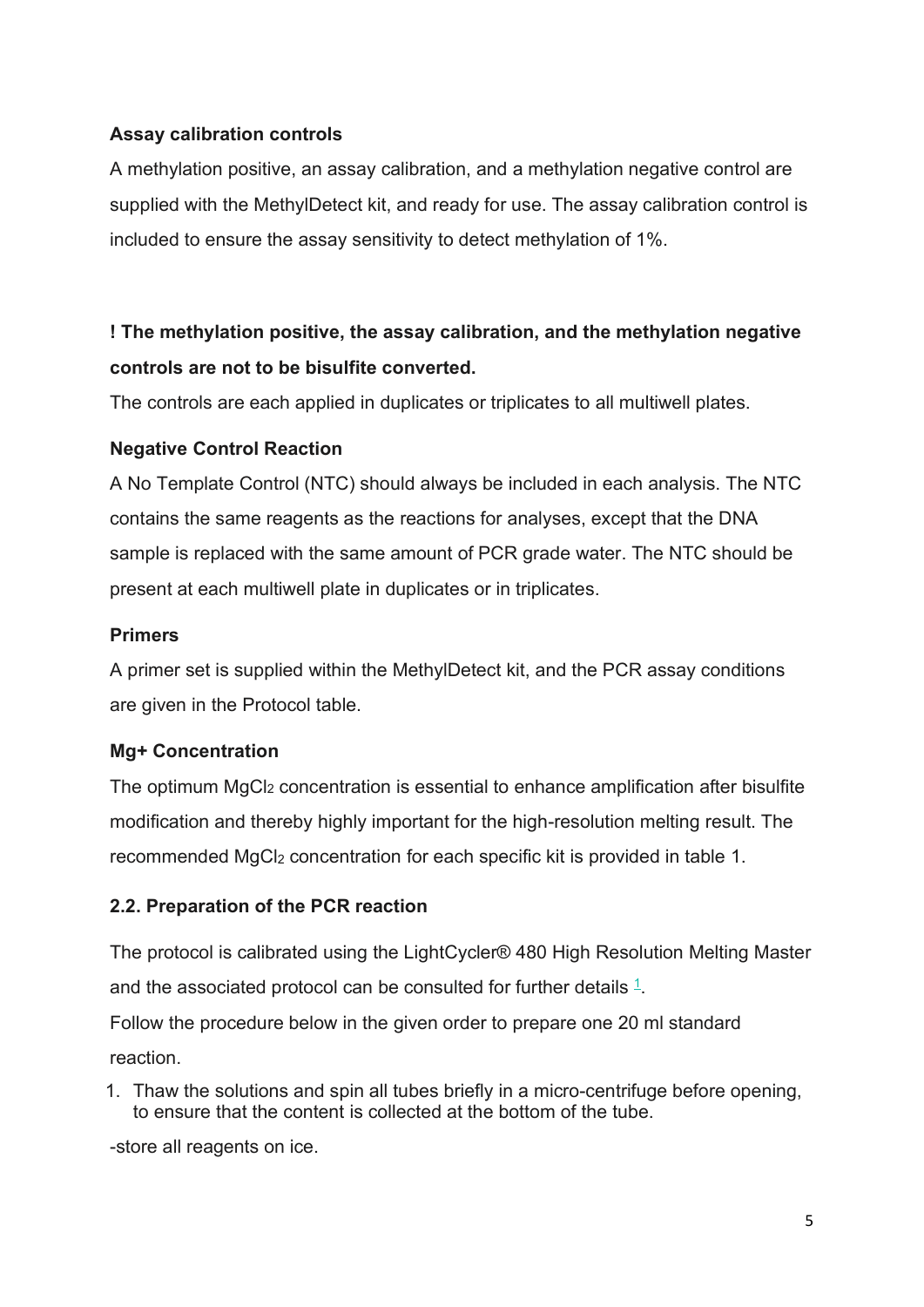**Assay calibration controls**

A methylation positive, an assay calibration, and a methylation negative control are supplied with the MethylDetect kit, and ready for use. The assay calibration control is included to ensure the assay sensitivity to detect methylation of 1%.

**! The methylation positive, the assay calibration, and the methylation negative controls are not to be bisulfite converted.**

The controls are each applied in duplicates or triplicates to all multiwell plates.

**Negative Control Reaction**

A No Template Control (NTC) should always be included in each analysis. The NTC contains the same reagents as the reactions for analyses, except that the DNA sample is replaced with the same amount of PCR grade water. The NTC should be present at each multiwell plate in duplicates or in triplicates.

**Primers**

A primer set is supplied within the MethylDetect kit, and the PCR assay conditions are given in the Protocol table.

**Mg+ Concentration**

The optimum $MgCl_2$ concentration is essential to enhance amplification after bisulfite modification and thereby highly important for the high-resolution melting result. The recommended $MgCl_2$ concentration for each specific kit is provided in table 1.

### 2.2. Preparation of the PCR reaction

The protocol is calibrated using the LightCycler® 480 High Resolution Melting Master and the associated protocol can be consulted for further details [1].

Follow the procedure below in the given order to prepare one 20 ml standard reaction.

1. Thaw the solutions and spin all tubes briefly in a micro-centrifuge before opening, to ensure that the content is collected at the bottom of the tube.

-store all reagents on ice.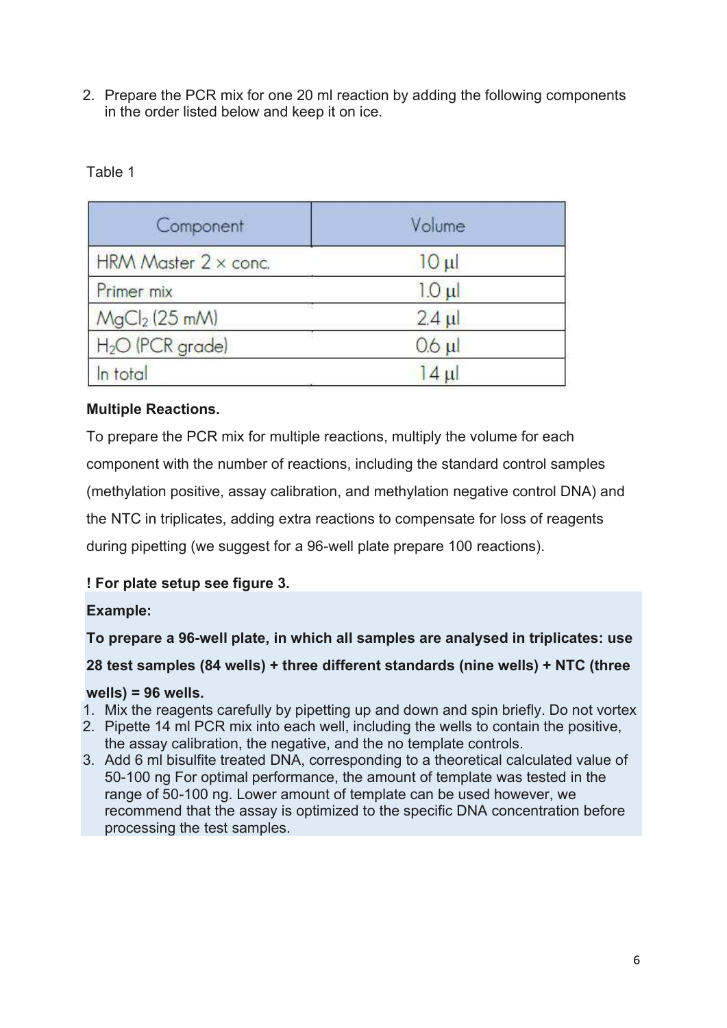2. Prepare the PCR mix for one 20 ml reaction by adding the following components in the order listed below and keep it on ice.

Table 1

| Component | Volume |
|---|---|
| HRM Master 2 × conc. | 10 µl |
| Primer mix | 1.0 µl |
| $MgCl_2$ (25 mM) | 2.4 µl |
| $H_2O$ (PCR grade) | 0.6 µl |
| In total | 14 µl |

**Multiple Reactions.**

To prepare the PCR mix for multiple reactions, multiply the volume for each component with the number of reactions, including the standard control samples (methylation positive, assay calibration, and methylation negative control DNA) and the NTC in triplicates, adding extra reactions to compensate for loss of reagents during pipetting (we suggest for a 96-well plate prepare 100 reactions).

**! For plate setup see figure 3.**

**Example:**

**To prepare a 96-well plate, in which all samples are analysed in triplicates: use 28 test samples (84 wells) + three different standards (nine wells) + NTC (three wells) = 96 wells.**

1. Mix the reagents carefully by pipetting up and down and spin briefly. Do not vortex
2. Pipette 14 ml PCR mix into each well, including the wells to contain the positive, the assay calibration, the negative, and the no template controls.
3. Add 6 ml bisulfite treated DNA, corresponding to a theoretical calculated value of 50-100 ng For optimal performance, the amount of template was tested in the range of 50-100 ng. Lower amount of template can be used however, we recommend that the assay is optimized to the specific DNA concentration before processing the test samples.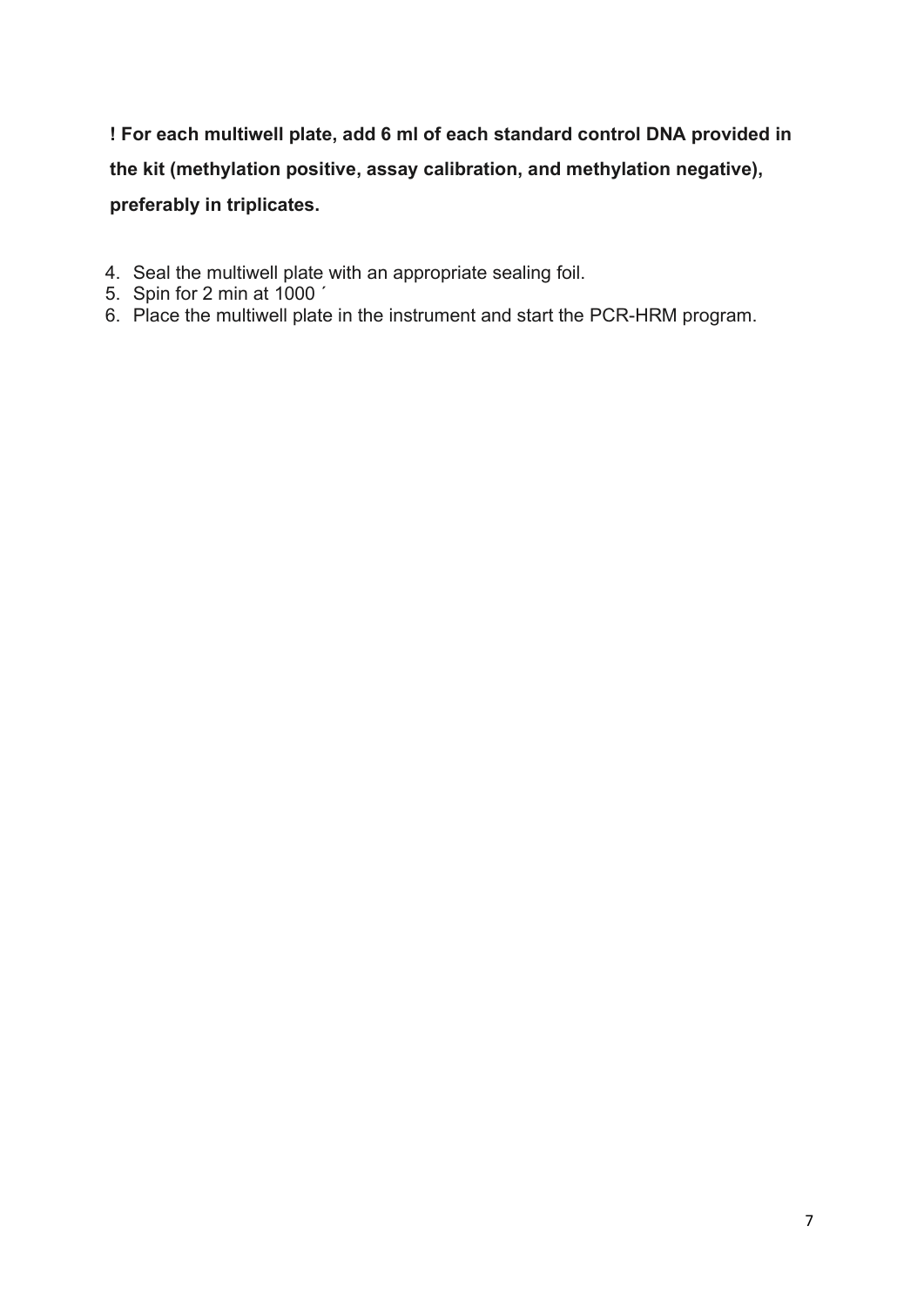**! For each multiwell plate, add 6 ml of each standard control DNA provided in the kit (methylation positive, assay calibration, and methylation negative), preferably in triplicates.**

4. Seal the multiwell plate with an appropriate sealing foil.
5. Spin for 2 min at 1000 ´
6. Place the multiwell plate in the instrument and start the PCR-HRM program.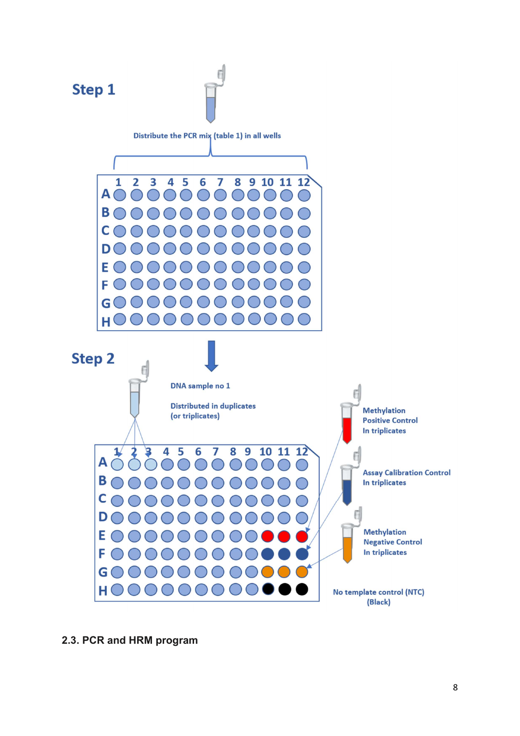## Step 1

Distribute the PCR mix (table 1) in all wells

## Step 2

DNA sample no 1

Distributed in duplicates (or triplicates)

Methylation Positive Control In triplicates

Assay Calibration Control In triplicates

Methylation Negative Control In triplicates

No template control (NTC) (Black)

### 2.3. PCR and HRM program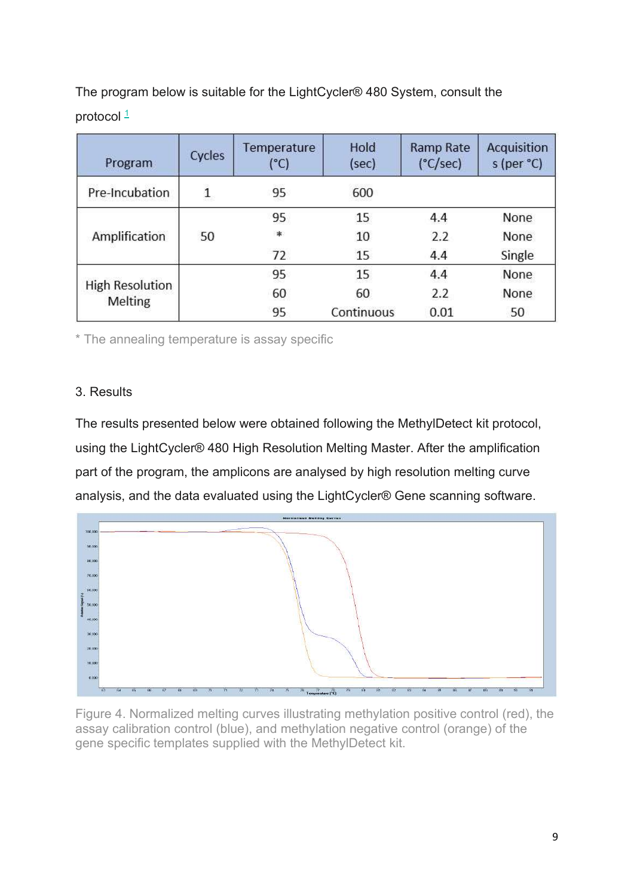The program below is suitable for the LightCycler® 480 System, consult the protocol [1]

| Program | Cycles | Temperature (°C) | Hold (sec) | Ramp Rate (°C/sec) | Acquisitions (per °C) |
|---|---|---|---|---|---|
| Pre-Incubation | 1 | 95 | 600 | | |
| Amplification | 50 | 95 | 15 | 4.4 | None |
| | | * | 10 | 2.2 | None |
| | | 72 | 15 | 4.4 | Single |
| High Resolution Melting | | 95 | 15 | 4.4 | None |
| | | 60 | 60 | 2.2 | None |
| | | 95 | Continuous | 0.01 | 50 |

* The annealing temperature is assay specific

3. Results

The results presented below were obtained following the MethylDetect kit protocol, using the LightCycler® 480 High Resolution Melting Master. After the amplification part of the program, the amplicons are analysed by high resolution melting curve analysis, and the data evaluated using the LightCycler® Gene scanning software.

Figure 4. Normalized melting curves illustrating methylation positive control (red), the assay calibration control (blue), and methylation negative control (orange) of the gene specific templates supplied with the MethylDetect kit.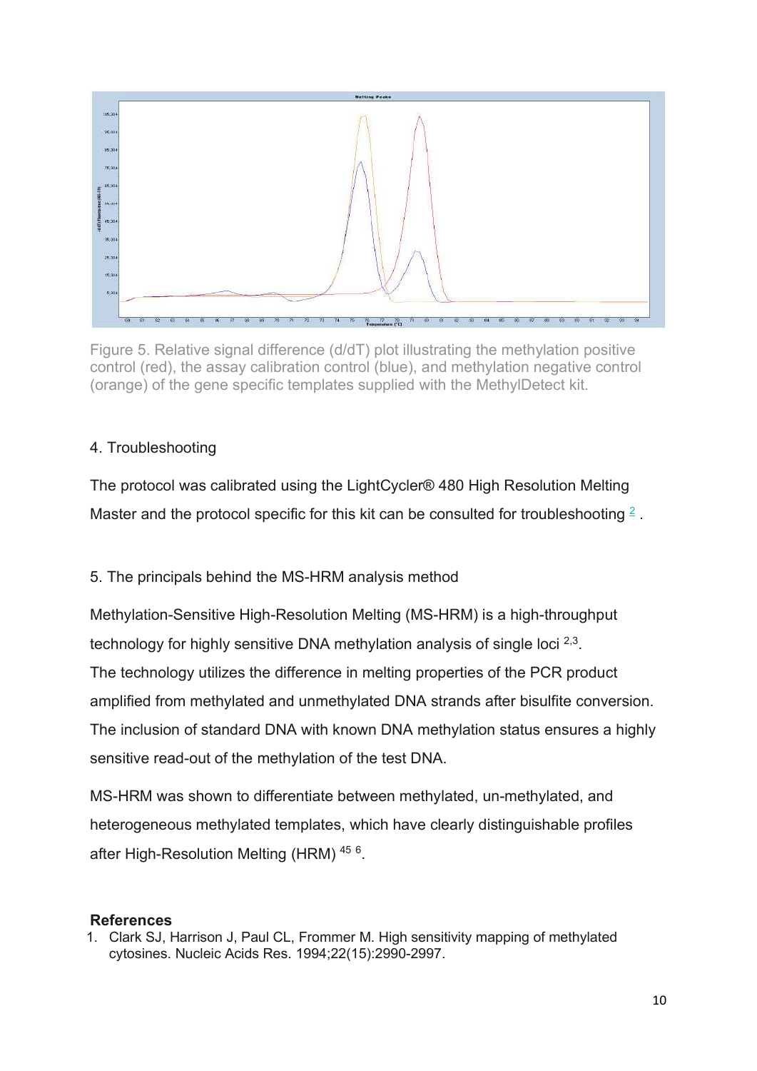Figure 5. Relative signal difference (d/dT) plot illustrating the methylation positive control (red), the assay calibration control (blue), and methylation negative control (orange) of the gene specific templates supplied with the MethylDetect kit.

## 4. Troubleshooting

The protocol was calibrated using the LightCycler® 480 High Resolution Melting Master and the protocol specific for this kit can be consulted for troubleshooting [2] .

## 5. The principals behind the MS-HRM analysis method

Methylation-Sensitive High-Resolution Melting (MS-HRM) is a high-throughput technology for highly sensitive DNA methylation analysis of single loci [2,3]. The technology utilizes the difference in melting properties of the PCR product amplified from methylated and unmethylated DNA strands after bisulfite conversion. The inclusion of standard DNA with known DNA methylation status ensures a highly sensitive read-out of the methylation of the test DNA.

MS-HRM was shown to differentiate between methylated, un-methylated, and heterogeneous methylated templates, which have clearly distinguishable profiles after High-Resolution Melting (HRM) [45 6].

## References

1. Clark SJ, Harrison J, Paul CL, Frommer M. High sensitivity mapping of methylated cytosines. Nucleic Acids Res. 1994;22(15):2990-2997.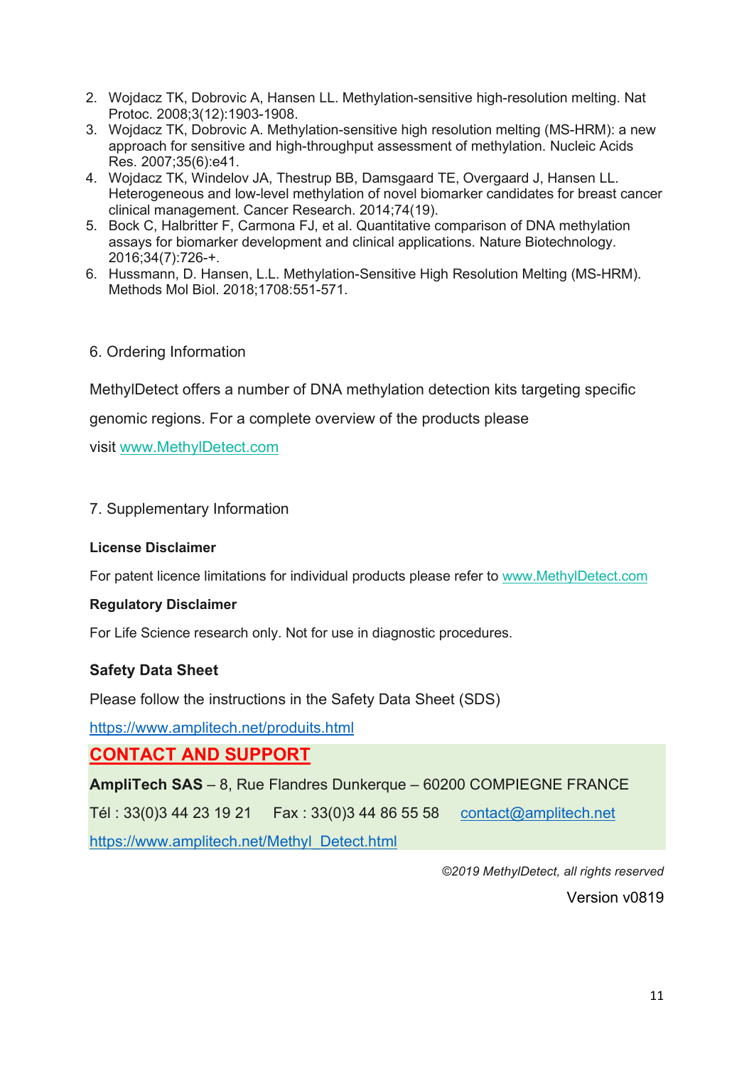2. Wojdacz TK, Dobrovic A, Hansen LL. Methylation-sensitive high-resolution melting. Nat Protoc. 2008;3(12):1903-1908.
3. Wojdacz TK, Dobrovic A. Methylation-sensitive high resolution melting (MS-HRM): a new approach for sensitive and high-throughput assessment of methylation. Nucleic Acids Res. 2007;35(6):e41.
4. Wojdacz TK, Windelov JA, Thestrup BB, Damsgaard TE, Overgaard J, Hansen LL. Heterogeneous and low-level methylation of novel biomarker candidates for breast cancer clinical management. Cancer Research. 2014;74(19).
5. Bock C, Halbritter F, Carmona FJ, et al. Quantitative comparison of DNA methylation assays for biomarker development and clinical applications. Nature Biotechnology. 2016;34(7):726-+.
6. Hussmann, D. Hansen, L.L. Methylation-Sensitive High Resolution Melting (MS-HRM). Methods Mol Biol. 2018;1708:551-571.

## 6. Ordering Information

MethylDetect offers a number of DNA methylation detection kits targeting specific genomic regions. For a complete overview of the products please visit www.MethylDetect.com

## 7. Supplementary Information

**License Disclaimer**

For patent licence limitations for individual products please refer to www.MethylDetect.com

**Regulatory Disclaimer**

For Life Science research only. Not for use in diagnostic procedures.

**Safety Data Sheet**

Please follow the instructions in the Safety Data Sheet (SDS)

https://www.amplitech.net/produits.html

**CONTACT AND SUPPORT**

**AmpliTech SAS** – 8, Rue Flandres Dunkerque – 60200 COMPIEGNE FRANCE

Tél : 33(0)3 44 23 19 21 Fax : 33(0)3 44 86 55 58 contact@amplitech.net

https://www.amplitech.net/Methyl_Detect.html

*©2019 MethylDetect, all rights reserved*

Version v0819